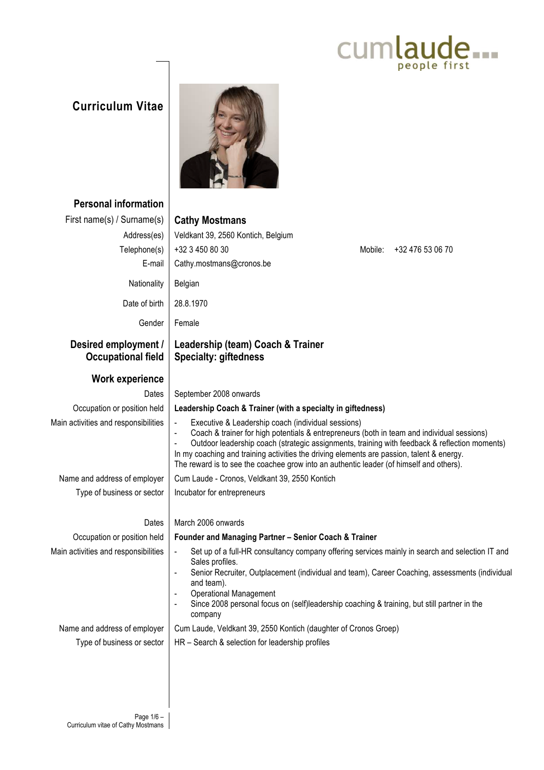# Curriculum Vitae

## Personal information

| | |
|---|---|
| First name(s) / Surname(s) | **Cathy Mostmans** |
| Address(es) | Veldkant 39, 2560 Kontich, Belgium |
| Telephone(s) | +32 3 450 80 30 Mobile: +32 476 53 06 70 |
| E-mail | Cathy.mostmans@cronos.be |
| Nationality | Belgian |
| Date of birth | 28.8.1970 |
| Gender | Female |

## Desired employment / Occupational field

**Leadership (team) Coach & Trainer**
**Specialty: giftedness**

## Work experience

| | |
|---|---|
| Dates | September 2008 onwards |
| Occupation or position held | **Leadership Coach & Trainer (with a specialty in giftedness)** |
| Main activities and responsibilities | - Executive & Leadership coach (individual sessions)<br>- Coach & trainer for high potentials & entrepreneurs (both in team and individual sessions)<br>- Outdoor leadership coach (strategic assignments, training with feedback & reflection moments)<br>In my coaching and training activities the driving elements are passion, talent & energy.<br>The reward is to see the coachee grow into an authentic leader (of himself and others). |
| Name and address of employer | Cum Laude - Cronos, Veldkant 39, 2550 Kontich |
| Type of business or sector | Incubator for entrepreneurs |

| | |
|---|---|
| Dates | March 2006 onwards |
| Occupation or position held | **Founder and Managing Partner – Senior Coach & Trainer** |
| Main activities and responsibilities | - Set up of a full-HR consultancy company offering services mainly in search and selection IT and Sales profiles.<br>- Senior Recruiter, Outplacement (individual and team), Career Coaching, assessments (individual and team).<br>- Operational Management<br>- Since 2008 personal focus on (self)leadership coaching & training, but still partner in the company |
| Name and address of employer | Cum Laude, Veldkant 39, 2550 Kontich (daughter of Cronos Groep) |
| Type of business or sector | HR – Search & selection for leadership profiles |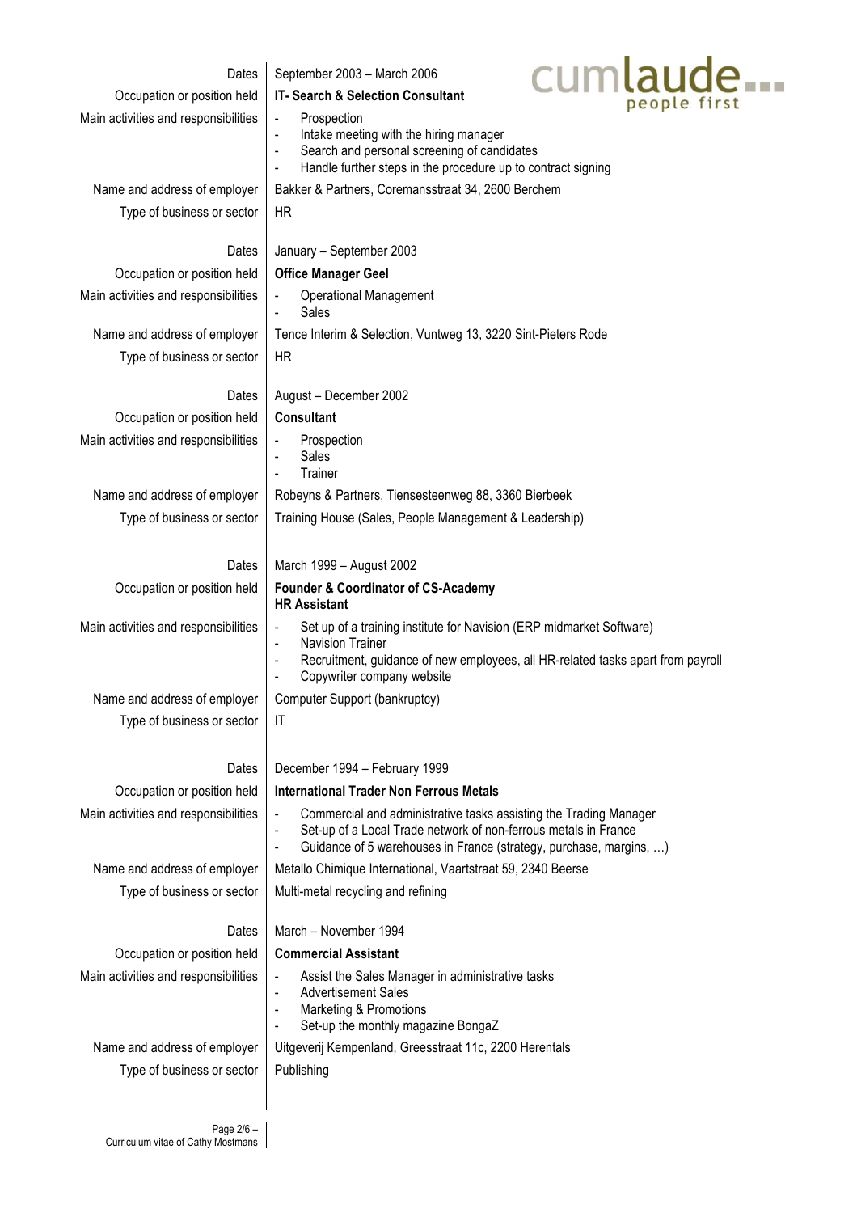| | |
|---|---|
| Dates | September 2003 – March 2006 |
| Occupation or position held | **IT- Search & Selection Consultant** |
| Main activities and responsibilities | - Prospection<br>- Intake meeting with the hiring manager<br>- Search and personal screening of candidates<br>- Handle further steps in the procedure up to contract signing |
| Name and address of employer | Bakker & Partners, Coremansstraat 34, 2600 Berchem |
| Type of business or sector | HR |
| | |
| Dates | January – September 2003 |
| Occupation or position held | **Office Manager Geel** |
| Main activities and responsibilities | - Operational Management<br>- Sales |
| Name and address of employer | Tence Interim & Selection, Vuntweg 13, 3220 Sint-Pieters Rode |
| Type of business or sector | HR |
| | |
| Dates | August – December 2002 |
| Occupation or position held | **Consultant** |
| Main activities and responsibilities | - Prospection<br>- Sales<br>- Trainer |
| Name and address of employer | Robeyns & Partners, Tiensesteenweg 88, 3360 Bierbeek |
| Type of business or sector | Training House (Sales, People Management & Leadership) |
| | |
| Dates | March 1999 – August 2002 |
| Occupation or position held | **Founder & Coordinator of CS-Academy**<br>**HR Assistant** |
| Main activities and responsibilities | - Set up of a training institute for Navision (ERP midmarket Software)<br>- Navision Trainer<br>- Recruitment, guidance of new employees, all HR-related tasks apart from payroll<br>- Copywriter company website |
| Name and address of employer | Computer Support (bankruptcy) |
| Type of business or sector | IT |
| | |
| Dates | December 1994 – February 1999 |
| Occupation or position held | **International Trader Non Ferrous Metals** |
| Main activities and responsibilities | - Commercial and administrative tasks assisting the Trading Manager<br>- Set-up of a Local Trade network of non-ferrous metals in France<br>- Guidance of 5 warehouses in France (strategy, purchase, margins, …) |
| Name and address of employer | Metallo Chimique International, Vaartstraat 59, 2340 Beerse |
| Type of business or sector | Multi-metal recycling and refining |
| | |
| Dates | March – November 1994 |
| Occupation or position held | **Commercial Assistant** |
| Main activities and responsibilities | - Assist the Sales Manager in administrative tasks<br>- Advertisement Sales<br>- Marketing & Promotions<br>- Set-up the monthly magazine BongaZ |
| Name and address of employer | Uitgeverij Kempenland, Greesstraat 11c, 2200 Herentals |
| Type of business or sector | Publishing |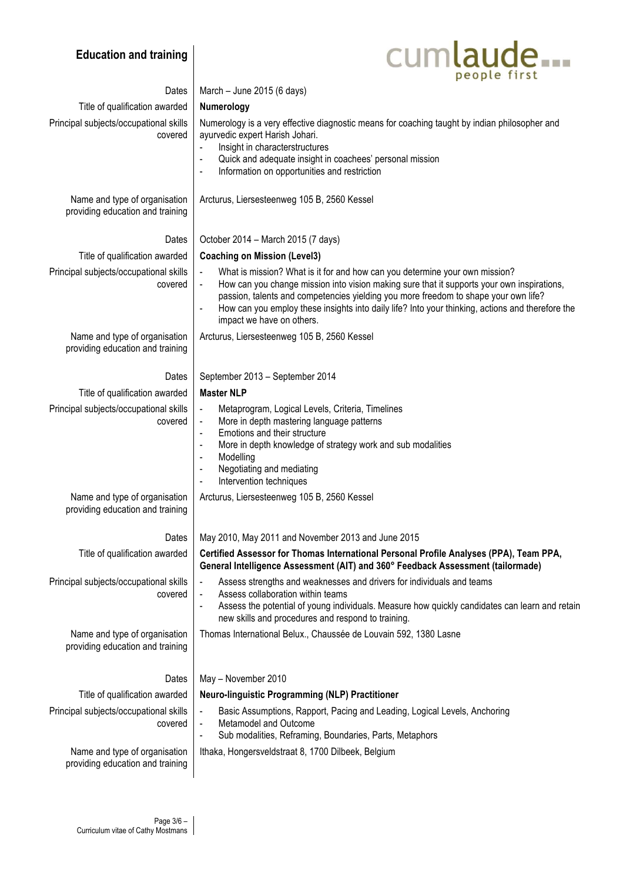## Education and training

| | |
|---|---|
| Dates | March – June 2015 (6 days) |
| Title of qualification awarded | **Numerology** |
| Principal subjects/occupational skills covered | Numerology is a very effective diagnostic means for coaching taught by indian philosopher and ayurvedic expert Harish Johari.<br>- Insight in characterstructures<br>- Quick and adequate insight in coachees' personal mission<br>- Information on opportunities and restriction |
| Name and type of organisation providing education and training | Arcturus, Liersesteenweg 105 B, 2560 Kessel |
| Dates | October 2014 – March 2015 (7 days) |
| Title of qualification awarded | **Coaching on Mission (Level3)** |
| Principal subjects/occupational skills covered | - What is mission? What is it for and how can you determine your own mission?<br>- How can you change mission into vision making sure that it supports your own inspirations, passion, talents and competencies yielding you more freedom to shape your own life?<br>- How can you employ these insights into daily life? Into your thinking, actions and therefore the impact we have on others. |
| Name and type of organisation providing education and training | Arcturus, Liersesteenweg 105 B, 2560 Kessel |
| Dates | September 2013 – September 2014 |
| Title of qualification awarded | **Master NLP** |
| Principal subjects/occupational skills covered | - Metaprogram, Logical Levels, Criteria, Timelines<br>- More in depth mastering language patterns<br>- Emotions and their structure<br>- More in depth knowledge of strategy work and sub modalities<br>- Modelling<br>- Negotiating and mediating<br>- Intervention techniques |
| Name and type of organisation providing education and training | Arcturus, Liersesteenweg 105 B, 2560 Kessel |
| Dates | May 2010, May 2011 and November 2013 and June 2015 |
| Title of qualification awarded | **Certified Assessor for Thomas International Personal Profile Analyses (PPA), Team PPA, General Intelligence Assessment (AIT) and 360° Feedback Assessment (tailormade)** |
| Principal subjects/occupational skills covered | - Assess strengths and weaknesses and drivers for individuals and teams<br>- Assess collaboration within teams<br>- Assess the potential of young individuals. Measure how quickly candidates can learn and retain new skills and procedures and respond to training. |
| Name and type of organisation providing education and training | Thomas International Belux., Chaussée de Louvain 592, 1380 Lasne |
| Dates | May – November 2010 |
| Title of qualification awarded | **Neuro-linguistic Programming (NLP) Practitioner** |
| Principal subjects/occupational skills covered | - Basic Assumptions, Rapport, Pacing and Leading, Logical Levels, Anchoring<br>- Metamodel and Outcome<br>- Sub modalities, Reframing, Boundaries, Parts, Metaphors |
| Name and type of organisation providing education and training | Ithaka, Hongersveldstraat 8, 1700 Dilbeek, Belgium |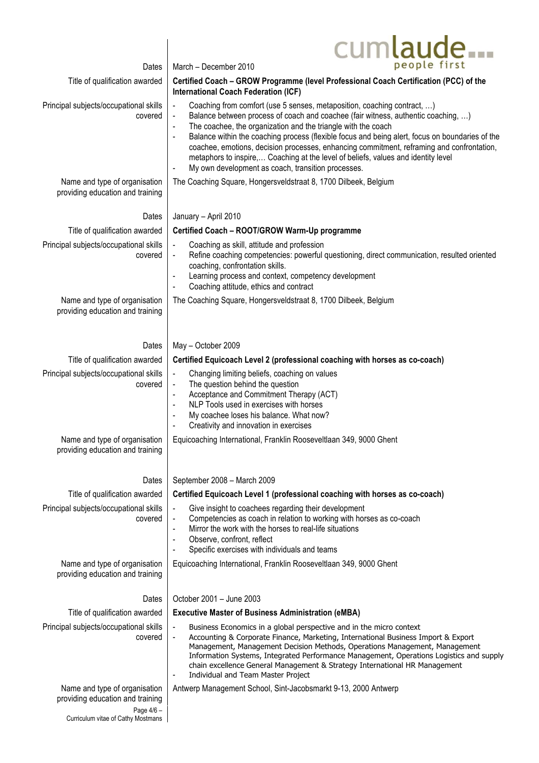| | |
|---|---|
| Dates | March – December 2010 |
| Title of qualification awarded | **Certified Coach – GROW Programme (level Professional Coach Certification (PCC) of the International Coach Federation (ICF)** |
| Principal subjects/occupational skills covered | - Coaching from comfort (use 5 senses, metaposition, coaching contract, …)<br>- Balance between process of coach and coachee (fair witness, authentic coaching, …)<br>- The coachee, the organization and the triangle with the coach<br>- Balance within the coaching process (flexible focus and being alert, focus on boundaries of the coachee, emotions, decision processes, enhancing commitment, reframing and confrontation, metaphors to inspire,… Coaching at the level of beliefs, values and identity level<br>- My own development as coach, transition processes. |
| Name and type of organisation providing education and training | The Coaching Square, Hongersveldstraat 8, 1700 Dilbeek, Belgium |
| Dates | January – April 2010 |
| Title of qualification awarded | **Certified Coach – ROOT/GROW Warm-Up programme** |
| Principal subjects/occupational skills covered | - Coaching as skill, attitude and profession<br>- Refine coaching competencies: powerful questioning, direct communication, resulted oriented coaching, confrontation skills.<br>- Learning process and context, competency development<br>- Coaching attitude, ethics and contract |
| Name and type of organisation providing education and training | The Coaching Square, Hongersveldstraat 8, 1700 Dilbeek, Belgium |
| Dates | May – October 2009 |
| Title of qualification awarded | **Certified Equicoach Level 2 (professional coaching with horses as co-coach)** |
| Principal subjects/occupational skills covered | - Changing limiting beliefs, coaching on values<br>- The question behind the question<br>- Acceptance and Commitment Therapy (ACT)<br>- NLP Tools used in exercises with horses<br>- My coachee loses his balance. What now?<br>- Creativity and innovation in exercises |
| Name and type of organisation providing education and training | Equicoaching International, Franklin Rooseveltlaan 349, 9000 Ghent |
| Dates | September 2008 – March 2009 |
| Title of qualification awarded | **Certified Equicoach Level 1 (professional coaching with horses as co-coach)** |
| Principal subjects/occupational skills covered | - Give insight to coachees regarding their development<br>- Competencies as coach in relation to working with horses as co-coach<br>- Mirror the work with the horses to real-life situations<br>- Observe, confront, reflect<br>- Specific exercises with individuals and teams |
| Name and type of organisation providing education and training | Equicoaching International, Franklin Rooseveltlaan 349, 9000 Ghent |
| Dates | October 2001 – June 2003 |
| Title of qualification awarded | **Executive Master of Business Administration (eMBA)** |
| Principal subjects/occupational skills covered | - Business Economics in a global perspective and in the micro context<br>- Accounting & Corporate Finance, Marketing, International Business Import & Export Management, Management Decision Methods, Operations Management, Management Information Systems, Integrated Performance Management, Operations Logistics and supply chain excellence General Management & Strategy International HR Management<br>- Individual and Team Master Project |
| Name and type of organisation providing education and training | Antwerp Management School, Sint-Jacobsmarkt 9-13, 2000 Antwerp |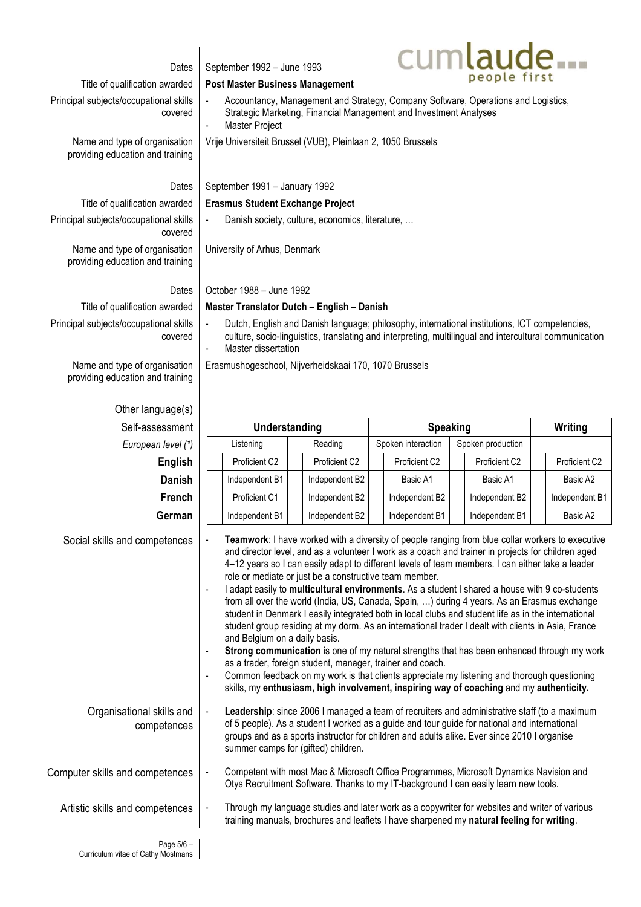| | |
|---|---|
| Dates | September 1992 – June 1993 |
| Title of qualification awarded | **Post Master Business Management** |
| Principal subjects/occupational skills covered | - Accountancy, Management and Strategy, Company Software, Operations and Logistics, Strategic Marketing, Financial Management and Investment Analyses<br>- Master Project |
| Name and type of organisation providing education and training | Vrije Universiteit Brussel (VUB), Pleinlaan 2, 1050 Brussels |

| | |
|---|---|
| Dates | September 1991 – January 1992 |
| Title of qualification awarded | **Erasmus Student Exchange Project** |
| Principal subjects/occupational skills covered | - Danish society, culture, economics, literature, … |
| Name and type of organisation providing education and training | University of Arhus, Denmark |

| | |
|---|---|
| Dates | October 1988 – June 1992 |
| Title of qualification awarded | **Master Translator Dutch – English – Danish** |
| Principal subjects/occupational skills covered | - Dutch, English and Danish language; philosophy, international institutions, ICT competencies, culture, socio-linguistics, translating and interpreting, multilingual and intercultural communication<br>- Master dissertation |
| Name and type of organisation providing education and training | Erasmushogeschool, Nijverheidskaai 170, 1070 Brussels |

**Other language(s)**

| Self-assessment | Understanding | | Speaking | | Writing |
|---|---|---|---|---|---|
| *European level (\*)* | Listening | Reading | Spoken interaction | Spoken production | |
| **English** | Proficient C2 | Proficient C2 | Proficient C2 | Proficient C2 | Proficient C2 |
| **Danish** | Independent B1 | Independent B2 | Basic A1 | Basic A1 | Basic A2 |
| **French** | Proficient C1 | Independent B2 | Independent B2 | Independent B2 | Independent B1 |
| **German** | Independent B1 | Independent B2 | Independent B1 | Independent B1 | Basic A2 |

**Social skills and competences**

- **Teamwork**: I have worked with a diversity of people ranging from blue collar workers to executive and director level, and as a volunteer I work as a coach and trainer in projects for children aged 4–12 years so I can easily adapt to different levels of team members. I can either take a leader role or mediate or just be a constructive team member.
- I adapt easily to **multicultural environments**. As a student I shared a house with 9 co-students from all over the world (India, US, Canada, Spain, …) during 4 years. As an Erasmus exchange student in Denmark I easily integrated both in local clubs and student life as in the international student group residing at my dorm. As an international trader I dealt with clients in Asia, France and Belgium on a daily basis.
- **Strong communication** is one of my natural strengths that has been enhanced through my work as a trader, foreign student, manager, trainer and coach.
- Common feedback on my work is that clients appreciate my listening and thorough questioning skills, my **enthusiasm, high involvement, inspiring way of coaching** and my **authenticity.**

**Organisational skills and competences**

- **Leadership**: since 2006 I managed a team of recruiters and administrative staff (to a maximum of 5 people). As a student I worked as a guide and tour guide for national and international groups and as a sports instructor for children and adults alike. Ever since 2010 I organise summer camps for (gifted) children.

**Computer skills and competences**

- Competent with most Mac & Microsoft Office Programmes, Microsoft Dynamics Navision and Otys Recruitment Software. Thanks to my IT-background I can easily learn new tools.

**Artistic skills and competences**

- Through my language studies and later work as a copywriter for websites and writer of various training manuals, brochures and leaflets I have sharpened my **natural feeling for writing**.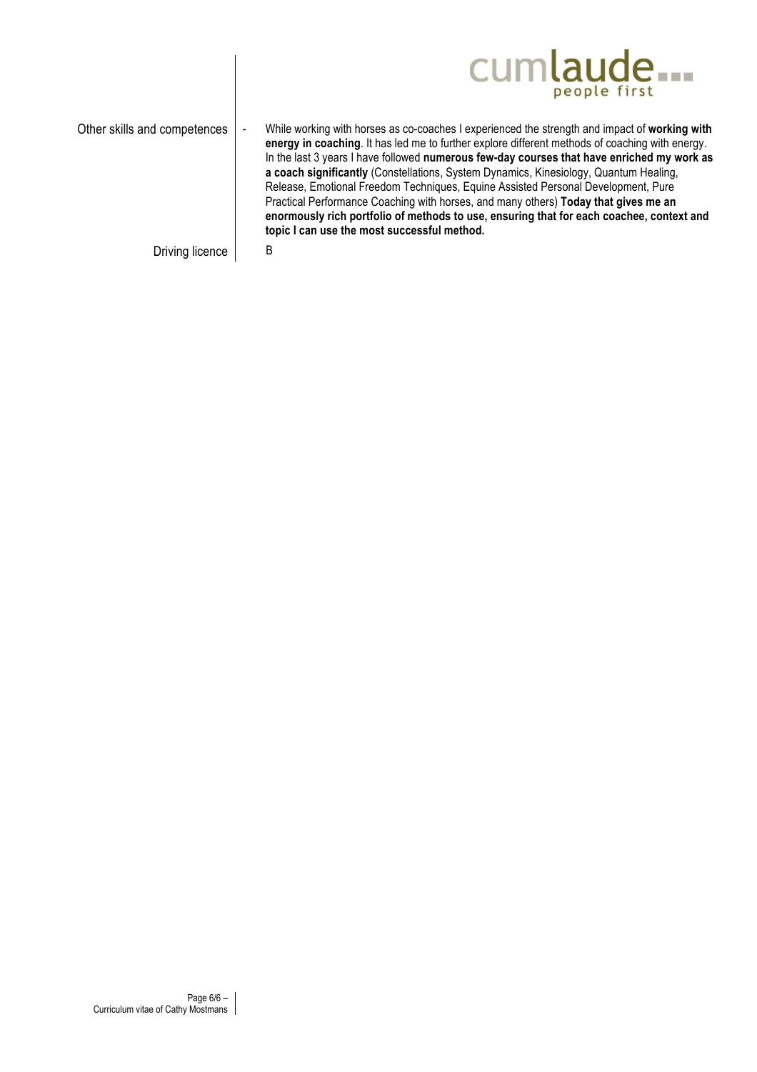| | | |
|---|---|---|
| Other skills and competences | - | While working with horses as co-coaches I experienced the strength and impact of **working with energy in coaching**. It has led me to further explore different methods of coaching with energy. In the last 3 years I have followed **numerous few-day courses that have enriched my work as a coach significantly** (Constellations, System Dynamics, Kinesiology, Quantum Healing, Release, Emotional Freedom Techniques, Equine Assisted Personal Development, Pure Practical Performance Coaching with horses, and many others) **Today that gives me an enormously rich portfolio of methods to use, ensuring that for each coachee, context and topic I can use the most successful method.** |
| Driving licence | | B |